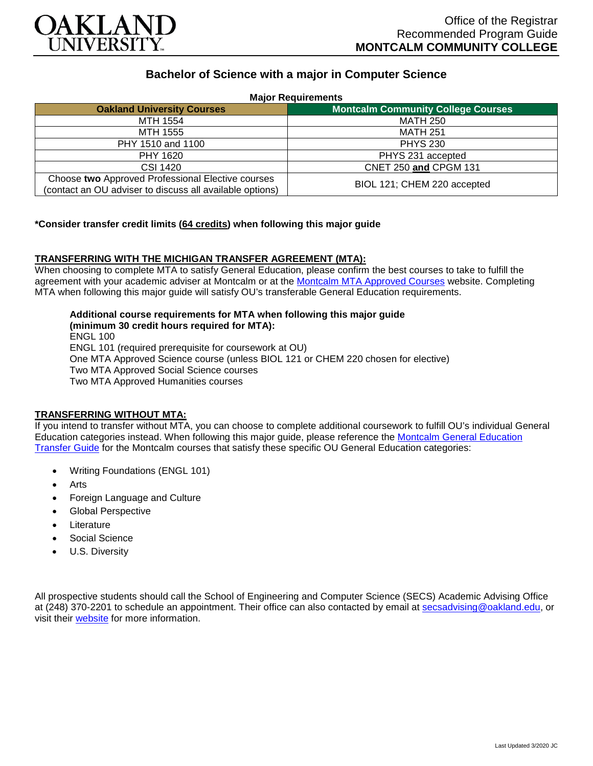Office of the Registrar
Recommended Program Guide
**MONTCALM COMMUNITY COLLEGE**

## Bachelor of Science with a major in Computer Science

**Major Requirements**

| Oakland University Courses | Montcalm Community College Courses |
|---|---|
| MTH 1554 | MATH 250 |
| MTH 1555 | MATH 251 |
| PHY 1510 and 1100 | PHYS 230 |
| PHY 1620 | PHYS 231 accepted |
| CSI 1420 | CNET 250 **and** CPGM 131 |
| Choose **two** Approved Professional Elective courses (contact an OU adviser to discuss all available options) | BIOL 121; CHEM 220 accepted |

**\*Consider transfer credit limits (64 credits) when following this major guide**

**TRANSFERRING WITH THE MICHIGAN TRANSFER AGREEMENT (MTA):**
When choosing to complete MTA to satisfy General Education, please confirm the best courses to take to fulfill the agreement with your academic adviser at Montcalm or at the Montcalm MTA Approved Courses website. Completing MTA when following this major guide will satisfy OU's transferable General Education requirements.

**Additional course requirements for MTA when following this major guide (minimum 30 credit hours required for MTA):**
ENGL 100
ENGL 101 (required prerequisite for coursework at OU)
One MTA Approved Science course (unless BIOL 121 or CHEM 220 chosen for elective)
Two MTA Approved Social Science courses
Two MTA Approved Humanities courses

**TRANSFERRING WITHOUT MTA:**
If you intend to transfer without MTA, you can choose to complete additional coursework to fulfill OU's individual General Education categories instead. When following this major guide, please reference the Montcalm General Education Transfer Guide for the Montcalm courses that satisfy these specific OU General Education categories:

- Writing Foundations (ENGL 101)
- Arts
- Foreign Language and Culture
- Global Perspective
- Literature
- Social Science
- U.S. Diversity

All prospective students should call the School of Engineering and Computer Science (SECS) Academic Advising Office at (248) 370-2201 to schedule an appointment. Their office can also contacted by email at secsadvising@oakland.edu, or visit their website for more information.

Last Updated 3/2020 JC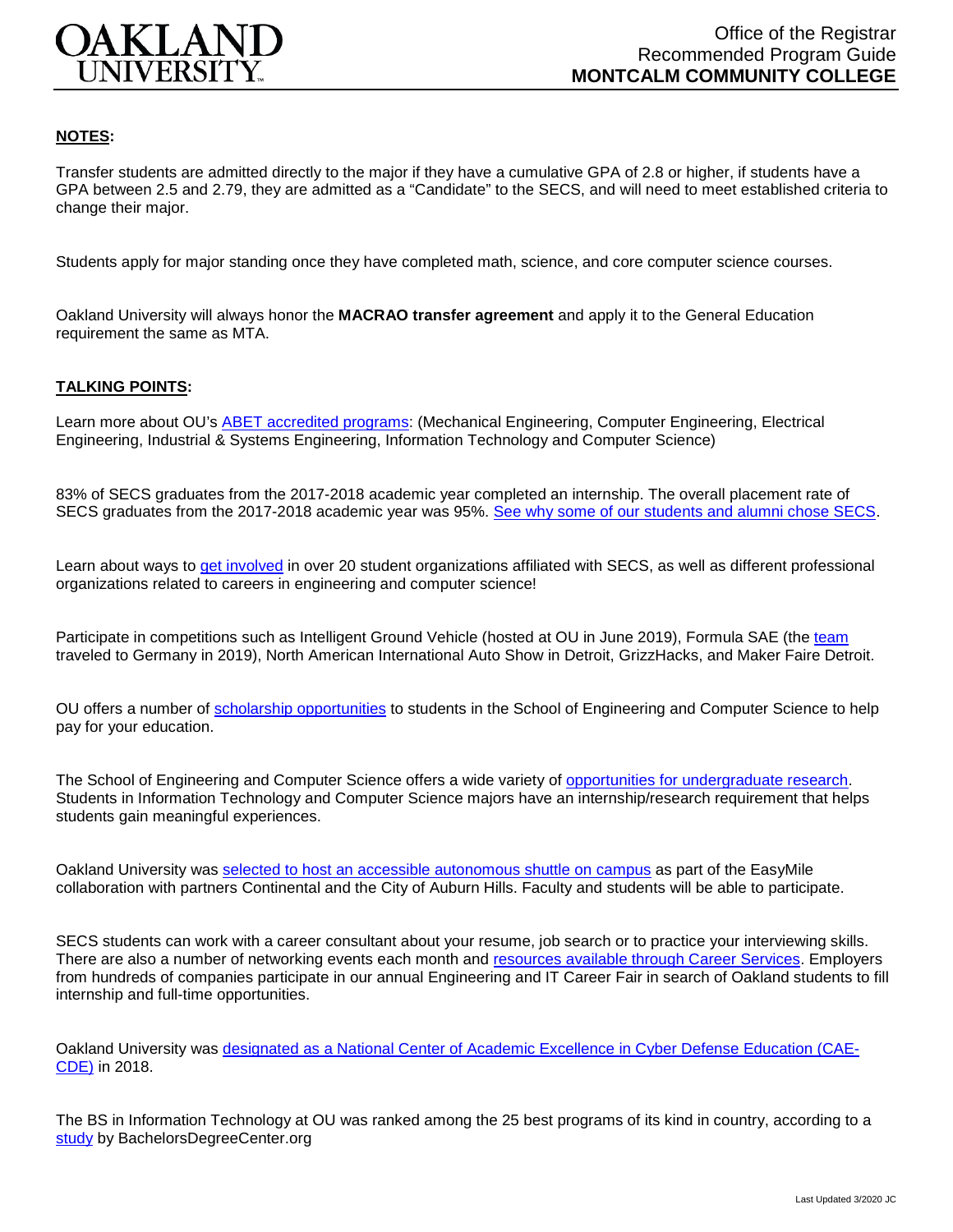**NOTES:**

Transfer students are admitted directly to the major if they have a cumulative GPA of 2.8 or higher, if students have a GPA between 2.5 and 2.79, they are admitted as a "Candidate" to the SECS, and will need to meet established criteria to change their major.

Students apply for major standing once they have completed math, science, and core computer science courses.

Oakland University will always honor the **MACRAO transfer agreement** and apply it to the General Education requirement the same as MTA.

**TALKING POINTS:**

Learn more about OU's ABET accredited programs: (Mechanical Engineering, Computer Engineering, Electrical Engineering, Industrial & Systems Engineering, Information Technology and Computer Science)

83% of SECS graduates from the 2017-2018 academic year completed an internship. The overall placement rate of SECS graduates from the 2017-2018 academic year was 95%. See why some of our students and alumni chose SECS.

Learn about ways to get involved in over 20 student organizations affiliated with SECS, as well as different professional organizations related to careers in engineering and computer science!

Participate in competitions such as Intelligent Ground Vehicle (hosted at OU in June 2019), Formula SAE (the team traveled to Germany in 2019), North American International Auto Show in Detroit, GrizzHacks, and Maker Faire Detroit.

OU offers a number of scholarship opportunities to students in the School of Engineering and Computer Science to help pay for your education.

The School of Engineering and Computer Science offers a wide variety of opportunities for undergraduate research. Students in Information Technology and Computer Science majors have an internship/research requirement that helps students gain meaningful experiences.

Oakland University was selected to host an accessible autonomous shuttle on campus as part of the EasyMile collaboration with partners Continental and the City of Auburn Hills. Faculty and students will be able to participate.

SECS students can work with a career consultant about your resume, job search or to practice your interviewing skills. There are also a number of networking events each month and resources available through Career Services. Employers from hundreds of companies participate in our annual Engineering and IT Career Fair in search of Oakland students to fill internship and full-time opportunities.

Oakland University was designated as a National Center of Academic Excellence in Cyber Defense Education (CAE-CDE) in 2018.

The BS in Information Technology at OU was ranked among the 25 best programs of its kind in country, according to a study by BachelorsDegreeCenter.org